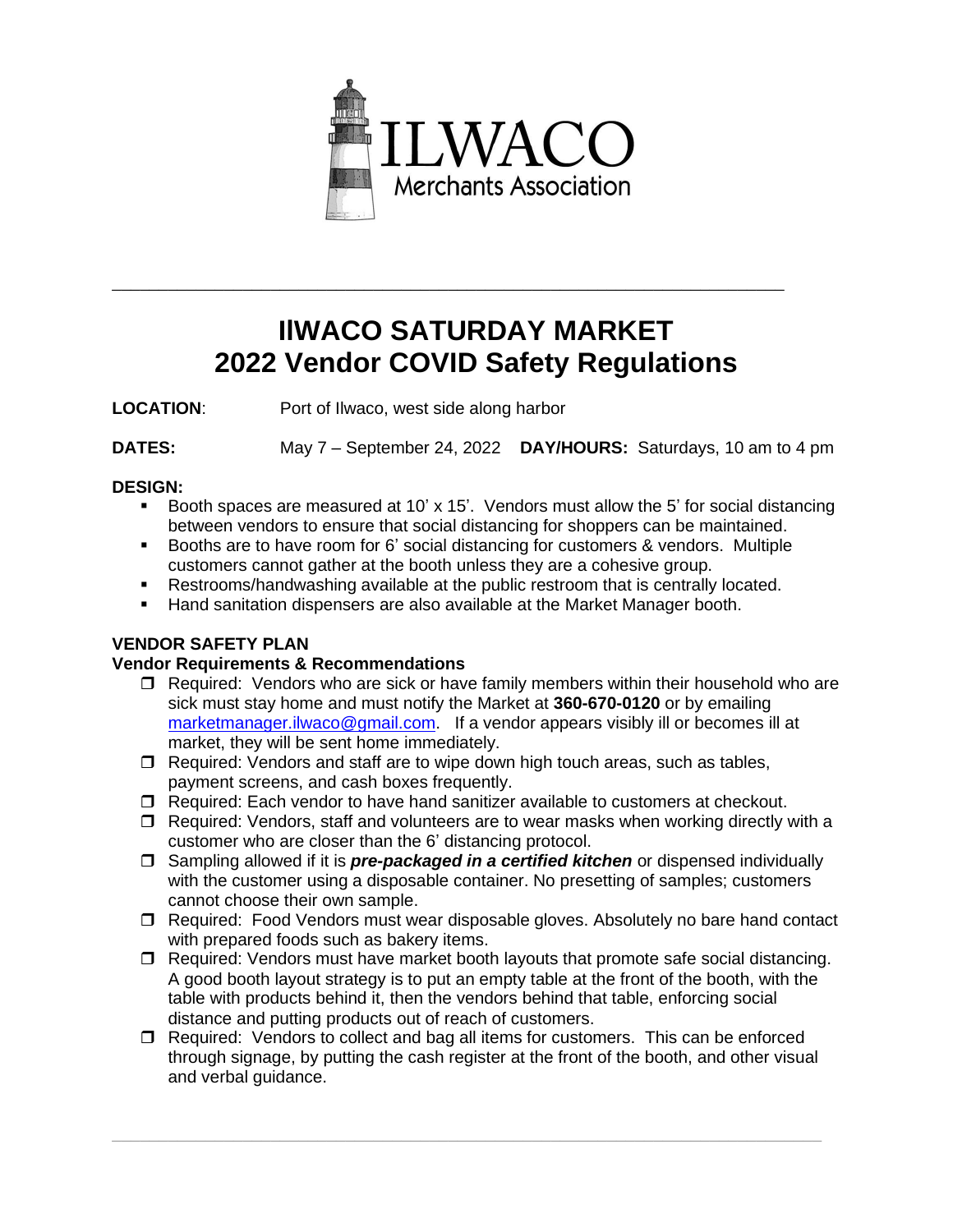ILWACO
Merchants Association

---

# IlWACO SATURDAY MARKET
# 2022 Vendor COVID Safety Regulations

**LOCATION**: Port of Ilwaco, west side along harbor

**DATES:** May 7 – September 24, 2022 **DAY/HOURS:** Saturdays, 10 am to 4 pm

**DESIGN:**

- Booth spaces are measured at 10' x 15'. Vendors must allow the 5' for social distancing between vendors to ensure that social distancing for shoppers can be maintained.
- Booths are to have room for 6' social distancing for customers & vendors. Multiple customers cannot gather at the booth unless they are a cohesive group.
- Restrooms/handwashing available at the public restroom that is centrally located.
- Hand sanitation dispensers are also available at the Market Manager booth.

**VENDOR SAFETY PLAN**
**Vendor Requirements & Recommendations**

- ❒ Required: Vendors who are sick or have family members within their household who are sick must stay home and must notify the Market at **360-670-0120** or by emailing marketmanager.ilwaco@gmail.com. If a vendor appears visibly ill or becomes ill at market, they will be sent home immediately.
- ❒ Required: Vendors and staff are to wipe down high touch areas, such as tables, payment screens, and cash boxes frequently.
- ❒ Required: Each vendor to have hand sanitizer available to customers at checkout.
- ❒ Required: Vendors, staff and volunteers are to wear masks when working directly with a customer who are closer than the 6' distancing protocol.
- ❒ Sampling allowed if it is ***pre-packaged in a certified kitchen*** or dispensed individually with the customer using a disposable container. No presetting of samples; customers cannot choose their own sample.
- ❒ Required: Food Vendors must wear disposable gloves. Absolutely no bare hand contact with prepared foods such as bakery items.
- ❒ Required: Vendors must have market booth layouts that promote safe social distancing. A good booth layout strategy is to put an empty table at the front of the booth, with the table with products behind it, then the vendors behind that table, enforcing social distance and putting products out of reach of customers.
- ❒ Required: Vendors to collect and bag all items for customers. This can be enforced through signage, by putting the cash register at the front of the booth, and other visual and verbal guidance.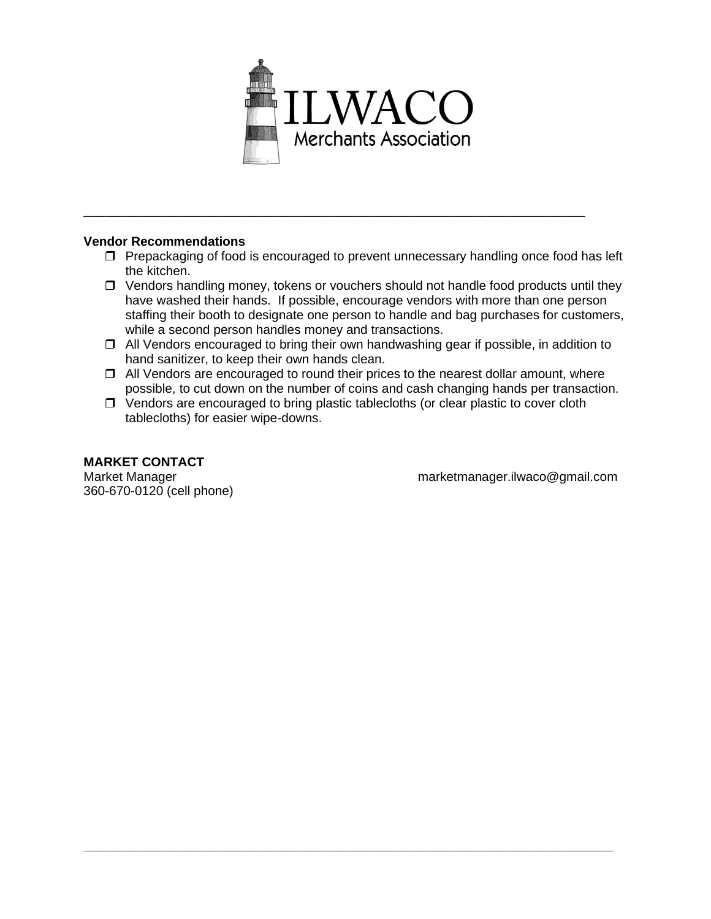ILWACO
Merchants Association

---

**Vendor Recommendations**

- ❒ Prepackaging of food is encouraged to prevent unnecessary handling once food has left the kitchen.
- ❒ Vendors handling money, tokens or vouchers should not handle food products until they have washed their hands. If possible, encourage vendors with more than one person staffing their booth to designate one person to handle and bag purchases for customers, while a second person handles money and transactions.
- ❒ All Vendors encouraged to bring their own handwashing gear if possible, in addition to hand sanitizer, to keep their own hands clean.
- ❒ All Vendors are encouraged to round their prices to the nearest dollar amount, where possible, to cut down on the number of coins and cash changing hands per transaction.
- ❒ Vendors are encouraged to bring plastic tablecloths (or clear plastic to cover cloth tablecloths) for easier wipe-downs.

**MARKET CONTACT**

Market Manager
360-670-0120 (cell phone)

marketmanager.ilwaco@gmail.com